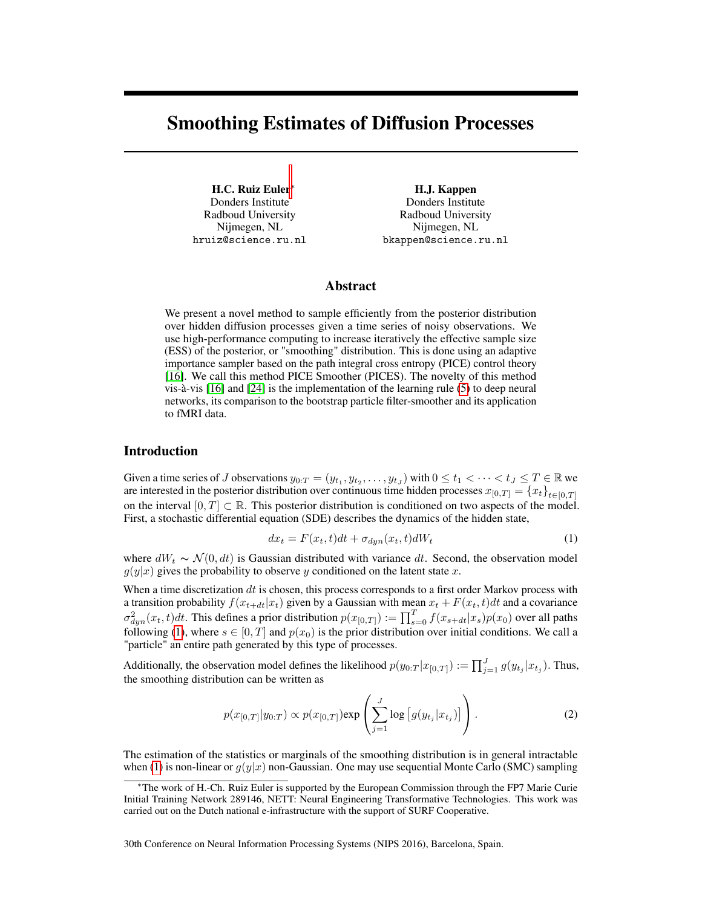# Smoothing Estimates of Diffusion Processes

**H.C. Ruiz Euler***
Donders Institute
Radboud University
Nijmegen, NL
hruiz@science.ru.nl

**H.J. Kappen**
Donders Institute
Radboud University
Nijmegen, NL
bkappen@science.ru.nl

## Abstract

We present a novel method to sample efficiently from the posterior distribution over hidden diffusion processes given a time series of noisy observations. We use high-performance computing to increase iteratively the effective sample size (ESS) of the posterior, or "smoothing" distribution. This is done using an adaptive importance sampler based on the path integral cross entropy (PICE) control theory [16]. We call this method PICE Smoother (PICES). The novelty of this method vis-à-vis [16] and [24] is the implementation of the learning rule (5) to deep neural networks, its comparison to the bootstrap particle filter-smoother and its application to fMRI data.

## Introduction

Given a time series of $J$ observations $y_{0:T} = (y_{t_1}, y_{t_2}, \ldots, y_{t_J})$ with $0 \leq t_1 < \cdots < t_J \leq T \in \mathbb{R}$ we are interested in the posterior distribution over continuous time hidden processes $x_{[0,T]} = \{x_t\}_{t \in [0,T]}$ on the interval $[0, T] \subset \mathbb{R}$. This posterior distribution is conditioned on two aspects of the model. First, a stochastic differential equation (SDE) describes the dynamics of the hidden state,

$$dx_t = F(x_t, t)dt + \sigma_{dyn}(x_t, t)dW_t \tag{1}$$

where $dW_t \sim \mathcal{N}(0, dt)$ is Gaussian distributed with variance $dt$. Second, the observation model $g(y|x)$ gives the probability to observe $y$ conditioned on the latent state $x$.

When a time discretization $dt$ is chosen, this process corresponds to a first order Markov process with a transition probability $f(x_{t+dt}|x_t)$ given by a Gaussian with mean $x_t + F(x_t, t)dt$ and a covariance $\sigma^2_{dyn}(x_t, t)dt$. This defines a prior distribution $p(x_{[0,T]}) := \prod_{s=0}^{T} f(x_{s+dt}|x_s)p(x_0)$ over all paths following (1), where $s \in [0, T]$ and $p(x_0)$ is the prior distribution over initial conditions. We call a "particle" an entire path generated by this type of processes.

Additionally, the observation model defines the likelihood $p(y_{0:T}|x_{[0,T]}) := \prod_{j=1}^{J} g(y_{t_j}|x_{t_j})$. Thus, the smoothing distribution can be written as

$$p(x_{[0,T]}|y_{0:T}) \propto p(x_{[0,T]})\exp\left(\sum_{j=1}^{J} \log\left[g(y_{t_j}|x_{t_j})\right]\right). \tag{2}$$

The estimation of the statistics or marginals of the smoothing distribution is in general intractable when (1) is non-linear or $g(y|x)$ non-Gaussian. One may use sequential Monte Carlo (SMC) sampling

*The work of H.-Ch. Ruiz Euler is supported by the European Commission through the FP7 Marie Curie Initial Training Network 289146, NETT: Neural Engineering Transformative Technologies. This work was carried out on the Dutch national e-infrastructure with the support of SURF Cooperative.

30th Conference on Neural Information Processing Systems (NIPS 2016), Barcelona, Spain.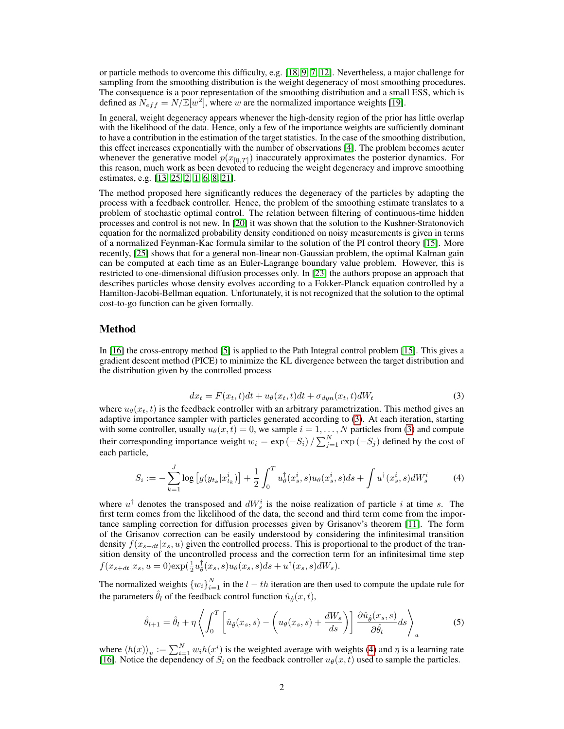or particle methods to overcome this difficulty, e.g. [18, 9, 7, 12]. Nevertheless, a major challenge for sampling from the smoothing distribution is the weight degeneracy of most smoothing procedures. The consequence is a poor representation of the smoothing distribution and a small ESS, which is defined as $N_{eff} = N/\mathbb{E}[w^2]$, where $w$ are the normalized importance weights [19].

In general, weight degeneracy appears whenever the high-density region of the prior has little overlap with the likelihood of the data. Hence, only a few of the importance weights are sufficiently dominant to have a contribution in the estimation of the target statistics. In the case of the smoothing distribution, this effect increases exponentially with the number of observations [4]. The problem becomes acuter whenever the generative model $p(x_{[0,T]})$ inaccurately approximates the posterior dynamics. For this reason, much work as been devoted to reducing the weight degeneracy and improve smoothing estimates, e.g. [13, 25, 2, 1, 6, 8, 21].

The method proposed here significantly reduces the degeneracy of the particles by adapting the process with a feedback controller. Hence, the problem of the smoothing estimate translates to a problem of stochastic optimal control. The relation between filtering of continuous-time hidden processes and control is not new. In [20] it was shown that the solution to the Kushner-Stratonovich equation for the normalized probability density conditioned on noisy measurements is given in terms of a normalized Feynman-Kac formula similar to the solution of the PI control theory [15]. More recently, [25] shows that for a general non-linear non-Gaussian problem, the optimal Kalman gain can be computed at each time as an Euler-Lagrange boundary value problem. However, this is restricted to one-dimensional diffusion processes only. In [23] the authors propose an approach that describes particles whose density evolves according to a Fokker-Planck equation controlled by a Hamilton-Jacobi-Bellman equation. Unfortunately, it is not recognized that the solution to the optimal cost-to-go function can be given formally.

## Method

In [16] the cross-entropy method [5] is applied to the Path Integral control problem [15]. This gives a gradient descent method (PICE) to minimize the KL divergence between the target distribution and the distribution given by the controlled process

$$dx_t = F(x_t, t)dt + u_\theta(x_t, t)dt + \sigma_{dyn}(x_t, t)dW_t \tag{3}$$

where $u_\theta(x_t, t)$ is the feedback controller with an arbitrary parametrization. This method gives an adaptive importance sampler with particles generated according to (3). At each iteration, starting with some controller, usually $u_\theta(x, t) = 0$, we sample $i = 1, \ldots, N$ particles from (3) and compute their corresponding importance weight $w_i = \exp(-S_i) / \sum_{j=1}^{N} \exp(-S_j)$ defined by the cost of each particle,

$$S_i := -\sum_{k=1}^{J} \log\left[g(y_{t_k}|x^i_{t_k})\right] + \frac{1}{2}\int_0^T u^\dagger_\theta(x^i_s, s)u_\theta(x^i_s, s)ds + \int u^\dagger(x^i_s, s)dW^i_s \tag{4}$$

where $u^\dagger$ denotes the transposed and $dW^i_s$ is the noise realization of particle $i$ at time $s$. The first term comes from the likelihood of the data, the second and third term come from the importance sampling correction for diffusion processes given by Grisanov's theorem [11]. The form of the Grisanov correction can be easily understood by considering the infinitesimal transition density $f(x_{s+dt}|x_s, u)$ given the controlled process. This is proportional to the product of the transition density of the uncontrolled process and the correction term for an infinitesimal time step $f(x_{s+dt}|x_s, u = 0)\exp(\frac{1}{2}u^\dagger_\theta(x_s, s)u_\theta(x_s, s)ds + u^\dagger(x_s, s)dW_s)$.

The normalized weights $\{w_i\}_{i=1}^N$ in the $l-th$ iteration are then used to compute the update rule for the parameters $\hat{\theta}_l$ of the feedback control function $\hat{u}_{\hat{\theta}}(x, t)$,

$$\hat{\theta}_{l+1} = \hat{\theta}_l + \eta\left\langle \int_0^T \left[\hat{u}_{\hat{\theta}}(x_s, s) - \left(u_\theta(x_s, s) + \frac{dW_s}{ds}\right)\right] \frac{\partial \hat{u}_{\hat{\theta}}(x_s, s)}{\partial \hat{\theta}_l} ds \right\rangle_u \tag{5}$$

where $\langle h(x) \rangle_u := \sum_{i=1}^N w_i h(x^i)$ is the weighted average with weights (4) and $\eta$ is a learning rate [16]. Notice the dependency of $S_i$ on the feedback controller $u_\theta(x, t)$ used to sample the particles.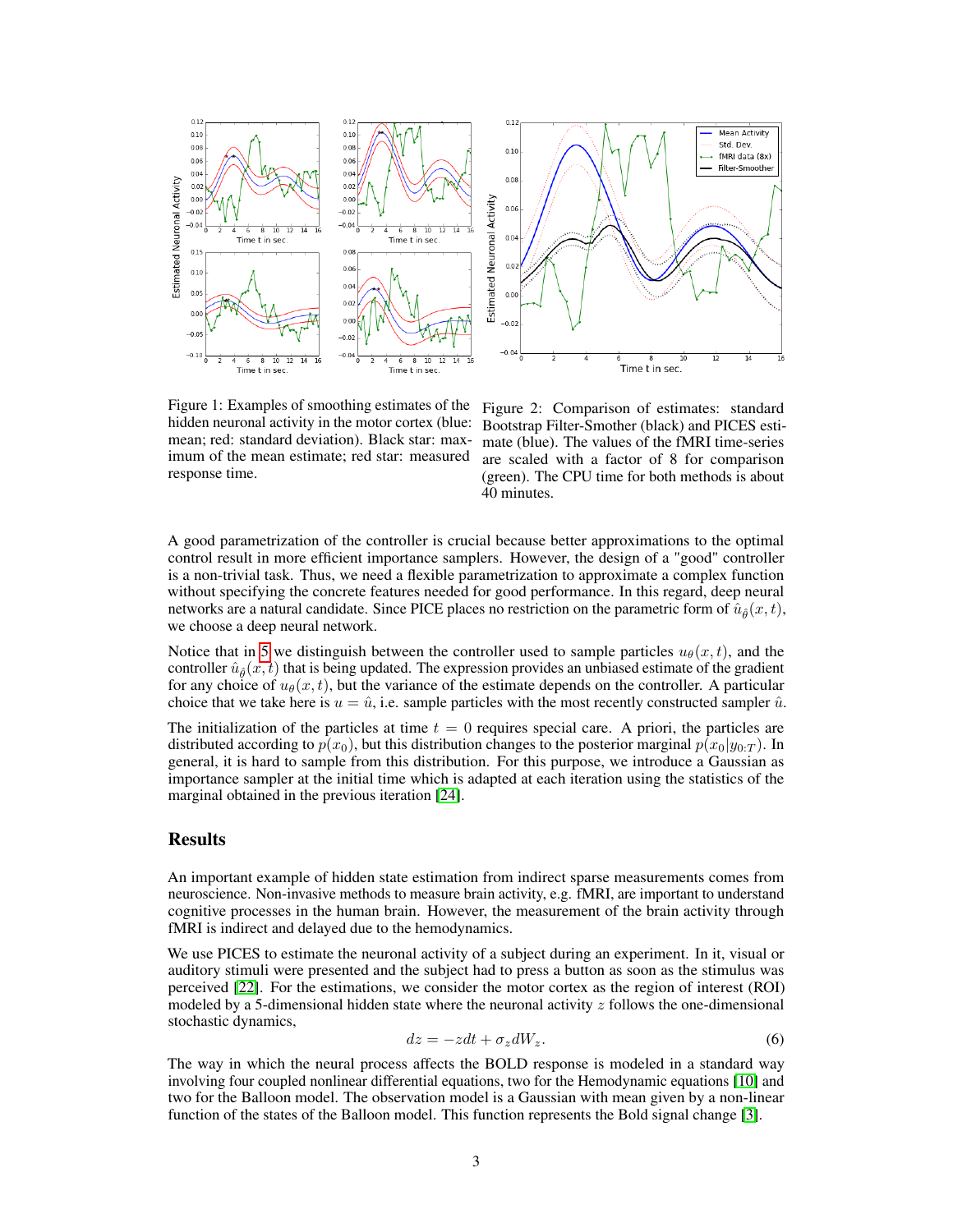Figure 1: Examples of smoothing estimates of the hidden neuronal activity in the motor cortex (blue: mean; red: standard deviation). Black star: maximum of the mean estimate; red star: measured response time.

Figure 2: Comparison of estimates: standard Bootstrap Filter-Smother (black) and PICES estimate (blue). The values of the fMRI time-series are scaled with a factor of 8 for comparison (green). The CPU time for both methods is about 40 minutes.

A good parametrization of the controller is crucial because better approximations to the optimal control result in more efficient importance samplers. However, the design of a "good" controller is a non-trivial task. Thus, we need a flexible parametrization to approximate a complex function without specifying the concrete features needed for good performance. In this regard, deep neural networks are a natural candidate. Since PICE places no restriction on the parametric form of $\hat{u}_{\hat{\theta}}(x,t)$, we choose a deep neural network.

Notice that in 5 we distinguish between the controller used to sample particles $u_\theta(x,t)$, and the controller $\hat{u}_{\hat{\theta}}(x,t)$ that is being updated. The expression provides an unbiased estimate of the gradient for any choice of $u_\theta(x,t)$, but the variance of the estimate depends on the controller. A particular choice that we take here is $u = \hat{u}$, i.e. sample particles with the most recently constructed sampler $\hat{u}$.

The initialization of the particles at time $t = 0$ requires special care. A priori, the particles are distributed according to $p(x_0)$, but this distribution changes to the posterior marginal $p(x_0|y_{0:T})$. In general, it is hard to sample from this distribution. For this purpose, we introduce a Gaussian as importance sampler at the initial time which is adapted at each iteration using the statistics of the marginal obtained in the previous iteration [24].

## Results

An important example of hidden state estimation from indirect sparse measurements comes from neuroscience. Non-invasive methods to measure brain activity, e.g. fMRI, are important to understand cognitive processes in the human brain. However, the measurement of the brain activity through fMRI is indirect and delayed due to the hemodynamics.

We use PICES to estimate the neuronal activity of a subject during an experiment. In it, visual or auditory stimuli were presented and the subject had to press a button as soon as the stimulus was perceived [22]. For the estimations, we consider the motor cortex as the region of interest (ROI) modeled by a 5-dimensional hidden state where the neuronal activity $z$ follows the one-dimensional stochastic dynamics,

$$dz = -z dt + \sigma_z dW_z. \tag{6}$$

The way in which the neural process affects the BOLD response is modeled in a standard way involving four coupled nonlinear differential equations, two for the Hemodynamic equations [10] and two for the Balloon model. The observation model is a Gaussian with mean given by a non-linear function of the states of the Balloon model. This function represents the Bold signal change [3].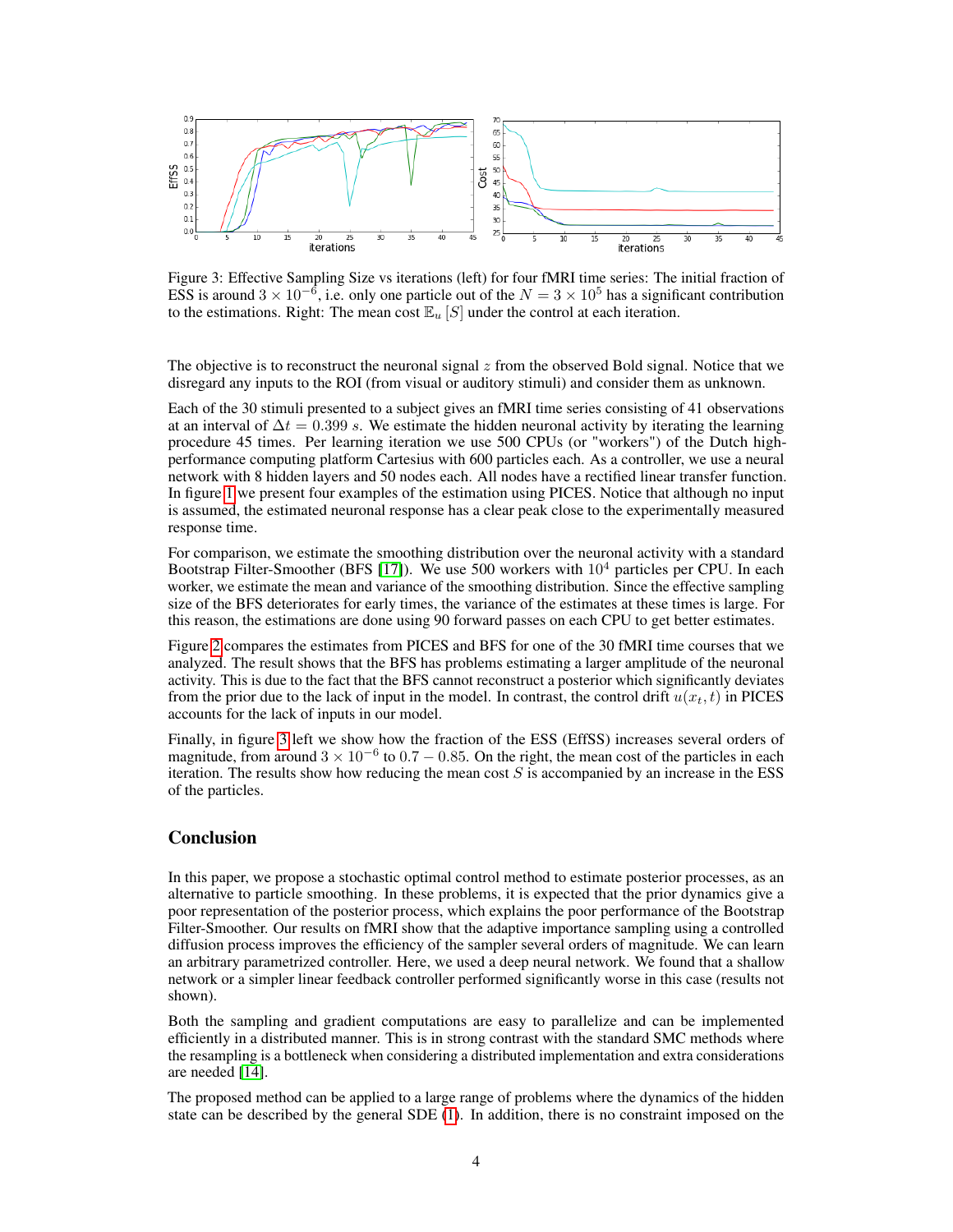Figure 3: Effective Sampling Size vs iterations (left) for four fMRI time series: The initial fraction of ESS is around $3 \times 10^{-6}$, i.e. only one particle out of the $N = 3 \times 10^5$ has a significant contribution to the estimations. Right: The mean cost $\mathbb{E}_u [S]$ under the control at each iteration.

The objective is to reconstruct the neuronal signal $z$ from the observed Bold signal. Notice that we disregard any inputs to the ROI (from visual or auditory stimuli) and consider them as unknown.

Each of the 30 stimuli presented to a subject gives an fMRI time series consisting of 41 observations at an interval of $\Delta t = 0.399$ $s$. We estimate the hidden neuronal activity by iterating the learning procedure 45 times. Per learning iteration we use 500 CPUs (or "workers") of the Dutch high-performance computing platform Cartesius with 600 particles each. As a controller, we use a neural network with 8 hidden layers and 50 nodes each. All nodes have a rectified linear transfer function. In figure 1 we present four examples of the estimation using PICES. Notice that although no input is assumed, the estimated neuronal response has a clear peak close to the experimentally measured response time.

For comparison, we estimate the smoothing distribution over the neuronal activity with a standard Bootstrap Filter-Smoother (BFS [17]). We use 500 workers with $10^4$ particles per CPU. In each worker, we estimate the mean and variance of the smoothing distribution. Since the effective sampling size of the BFS deteriorates for early times, the variance of the estimates at these times is large. For this reason, the estimations are done using 90 forward passes on each CPU to get better estimates.

Figure 2 compares the estimates from PICES and BFS for one of the 30 fMRI time courses that we analyzed. The result shows that the BFS has problems estimating a larger amplitude of the neuronal activity. This is due to the fact that the BFS cannot reconstruct a posterior which significantly deviates from the prior due to the lack of input in the model. In contrast, the control drift $u(x_t, t)$ in PICES accounts for the lack of inputs in our model.

Finally, in figure 3 left we show how the fraction of the ESS (EffSS) increases several orders of magnitude, from around $3 \times 10^{-6}$ to $0.7 - 0.85$. On the right, the mean cost of the particles in each iteration. The results show how reducing the mean cost $S$ is accompanied by an increase in the ESS of the particles.

## Conclusion

In this paper, we propose a stochastic optimal control method to estimate posterior processes, as an alternative to particle smoothing. In these problems, it is expected that the prior dynamics give a poor representation of the posterior process, which explains the poor performance of the Bootstrap Filter-Smoother. Our results on fMRI show that the adaptive importance sampling using a controlled diffusion process improves the efficiency of the sampler several orders of magnitude. We can learn an arbitrary parametrized controller. Here, we used a deep neural network. We found that a shallow network or a simpler linear feedback controller performed significantly worse in this case (results not shown).

Both the sampling and gradient computations are easy to parallelize and can be implemented efficiently in a distributed manner. This is in strong contrast with the standard SMC methods where the resampling is a bottleneck when considering a distributed implementation and extra considerations are needed [14].

The proposed method can be applied to a large range of problems where the dynamics of the hidden state can be described by the general SDE (1). In addition, there is no constraint imposed on the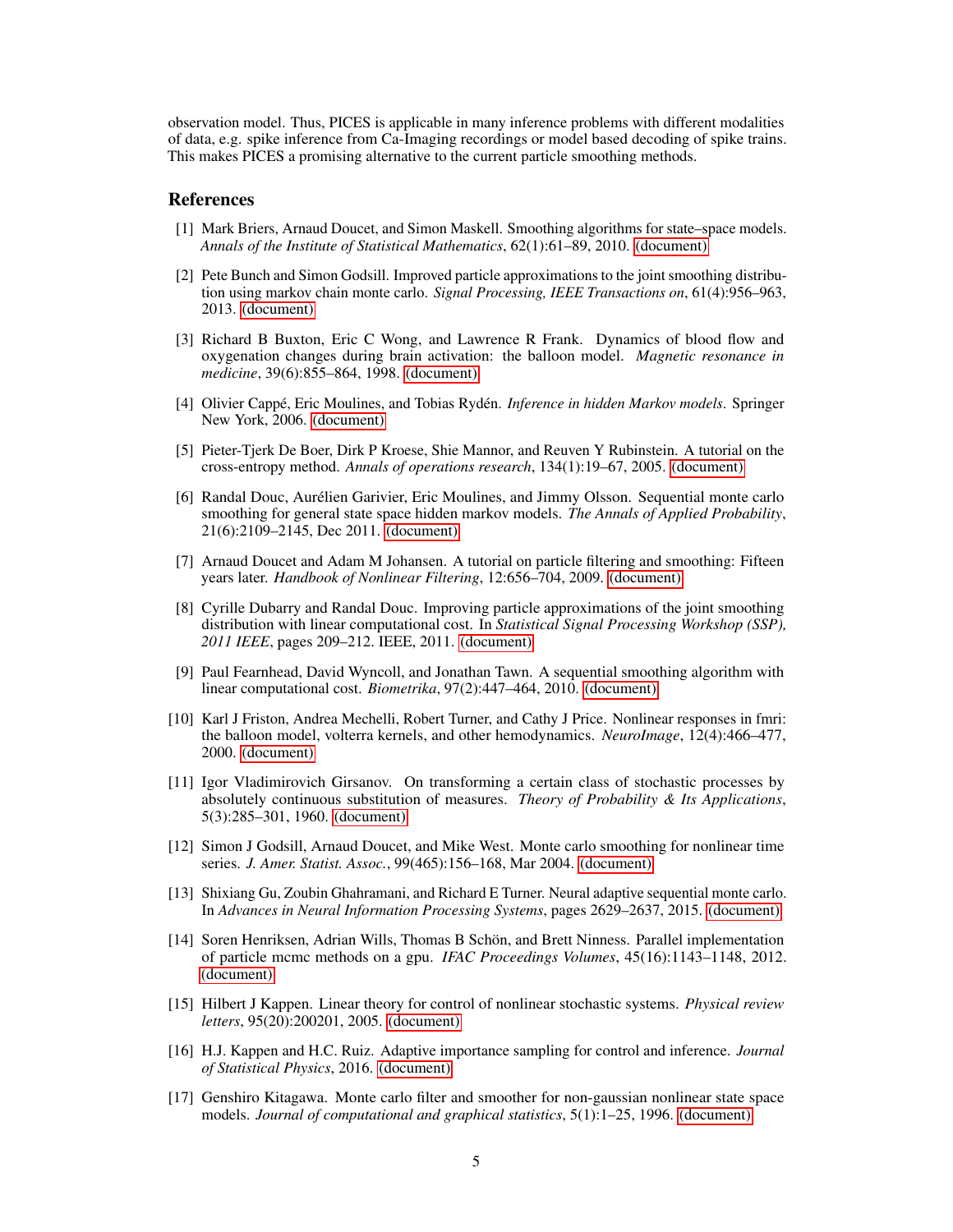observation model. Thus, PICES is applicable in many inference problems with different modalities of data, e.g. spike inference from Ca-Imaging recordings or model based decoding of spike trains. This makes PICES a promising alternative to the current particle smoothing methods.

## References

[1] Mark Briers, Arnaud Doucet, and Simon Maskell. Smoothing algorithms for state–space models. *Annals of the Institute of Statistical Mathematics*, 62(1):61–89, 2010. (document)

[2] Pete Bunch and Simon Godsill. Improved particle approximations to the joint smoothing distribution using markov chain monte carlo. *Signal Processing, IEEE Transactions on*, 61(4):956–963, 2013. (document)

[3] Richard B Buxton, Eric C Wong, and Lawrence R Frank. Dynamics of blood flow and oxygenation changes during brain activation: the balloon model. *Magnetic resonance in medicine*, 39(6):855–864, 1998. (document)

[4] Olivier Cappé, Eric Moulines, and Tobias Rydén. *Inference in hidden Markov models*. Springer New York, 2006. (document)

[5] Pieter-Tjerk De Boer, Dirk P Kroese, Shie Mannor, and Reuven Y Rubinstein. A tutorial on the cross-entropy method. *Annals of operations research*, 134(1):19–67, 2005. (document)

[6] Randal Douc, Aurélien Garivier, Eric Moulines, and Jimmy Olsson. Sequential monte carlo smoothing for general state space hidden markov models. *The Annals of Applied Probability*, 21(6):2109–2145, Dec 2011. (document)

[7] Arnaud Doucet and Adam M Johansen. A tutorial on particle filtering and smoothing: Fifteen years later. *Handbook of Nonlinear Filtering*, 12:656–704, 2009. (document)

[8] Cyrille Dubarry and Randal Douc. Improving particle approximations of the joint smoothing distribution with linear computational cost. In *Statistical Signal Processing Workshop (SSP), 2011 IEEE*, pages 209–212. IEEE, 2011. (document)

[9] Paul Fearnhead, David Wyncoll, and Jonathan Tawn. A sequential smoothing algorithm with linear computational cost. *Biometrika*, 97(2):447–464, 2010. (document)

[10] Karl J Friston, Andrea Mechelli, Robert Turner, and Cathy J Price. Nonlinear responses in fmri: the balloon model, volterra kernels, and other hemodynamics. *NeuroImage*, 12(4):466–477, 2000. (document)

[11] Igor Vladimirovich Girsanov. On transforming a certain class of stochastic processes by absolutely continuous substitution of measures. *Theory of Probability & Its Applications*, 5(3):285–301, 1960. (document)

[12] Simon J Godsill, Arnaud Doucet, and Mike West. Monte carlo smoothing for nonlinear time series. *J. Amer. Statist. Assoc.*, 99(465):156–168, Mar 2004. (document)

[13] Shixiang Gu, Zoubin Ghahramani, and Richard E Turner. Neural adaptive sequential monte carlo. In *Advances in Neural Information Processing Systems*, pages 2629–2637, 2015. (document)

[14] Soren Henriksen, Adrian Wills, Thomas B Schön, and Brett Ninness. Parallel implementation of particle mcmc methods on a gpu. *IFAC Proceedings Volumes*, 45(16):1143–1148, 2012. (document)

[15] Hilbert J Kappen. Linear theory for control of nonlinear stochastic systems. *Physical review letters*, 95(20):200201, 2005. (document)

[16] H.J. Kappen and H.C. Ruiz. Adaptive importance sampling for control and inference. *Journal of Statistical Physics*, 2016. (document)

[17] Genshiro Kitagawa. Monte carlo filter and smoother for non-gaussian nonlinear state space models. *Journal of computational and graphical statistics*, 5(1):1–25, 1996. (document)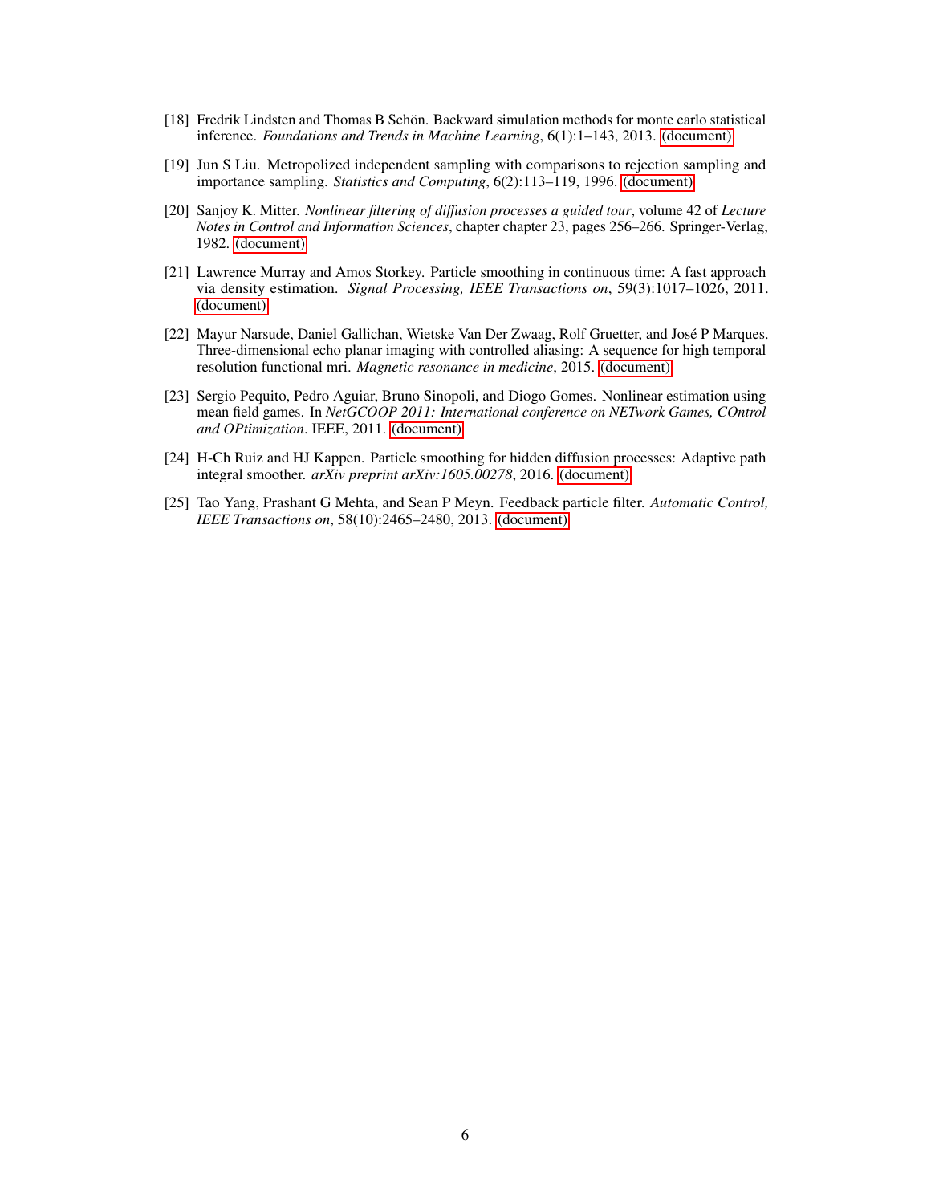[18] Fredrik Lindsten and Thomas B Schön. Backward simulation methods for monte carlo statistical inference. *Foundations and Trends in Machine Learning*, 6(1):1–143, 2013. (document)

[19] Jun S Liu. Metropolized independent sampling with comparisons to rejection sampling and importance sampling. *Statistics and Computing*, 6(2):113–119, 1996. (document)

[20] Sanjoy K. Mitter. *Nonlinear filtering of diffusion processes a guided tour*, volume 42 of *Lecture Notes in Control and Information Sciences*, chapter chapter 23, pages 256–266. Springer-Verlag, 1982. (document)

[21] Lawrence Murray and Amos Storkey. Particle smoothing in continuous time: A fast approach via density estimation. *Signal Processing, IEEE Transactions on*, 59(3):1017–1026, 2011. (document)

[22] Mayur Narsude, Daniel Gallichan, Wietske Van Der Zwaag, Rolf Gruetter, and José P Marques. Three-dimensional echo planar imaging with controlled aliasing: A sequence for high temporal resolution functional mri. *Magnetic resonance in medicine*, 2015. (document)

[23] Sergio Pequito, Pedro Aguiar, Bruno Sinopoli, and Diogo Gomes. Nonlinear estimation using mean field games. In *NetGCOOP 2011: International conference on NETwork Games, COntrol and OPtimization*. IEEE, 2011. (document)

[24] H-Ch Ruiz and HJ Kappen. Particle smoothing for hidden diffusion processes: Adaptive path integral smoother. *arXiv preprint arXiv:1605.00278*, 2016. (document)

[25] Tao Yang, Prashant G Mehta, and Sean P Meyn. Feedback particle filter. *Automatic Control, IEEE Transactions on*, 58(10):2465–2480, 2013. (document)